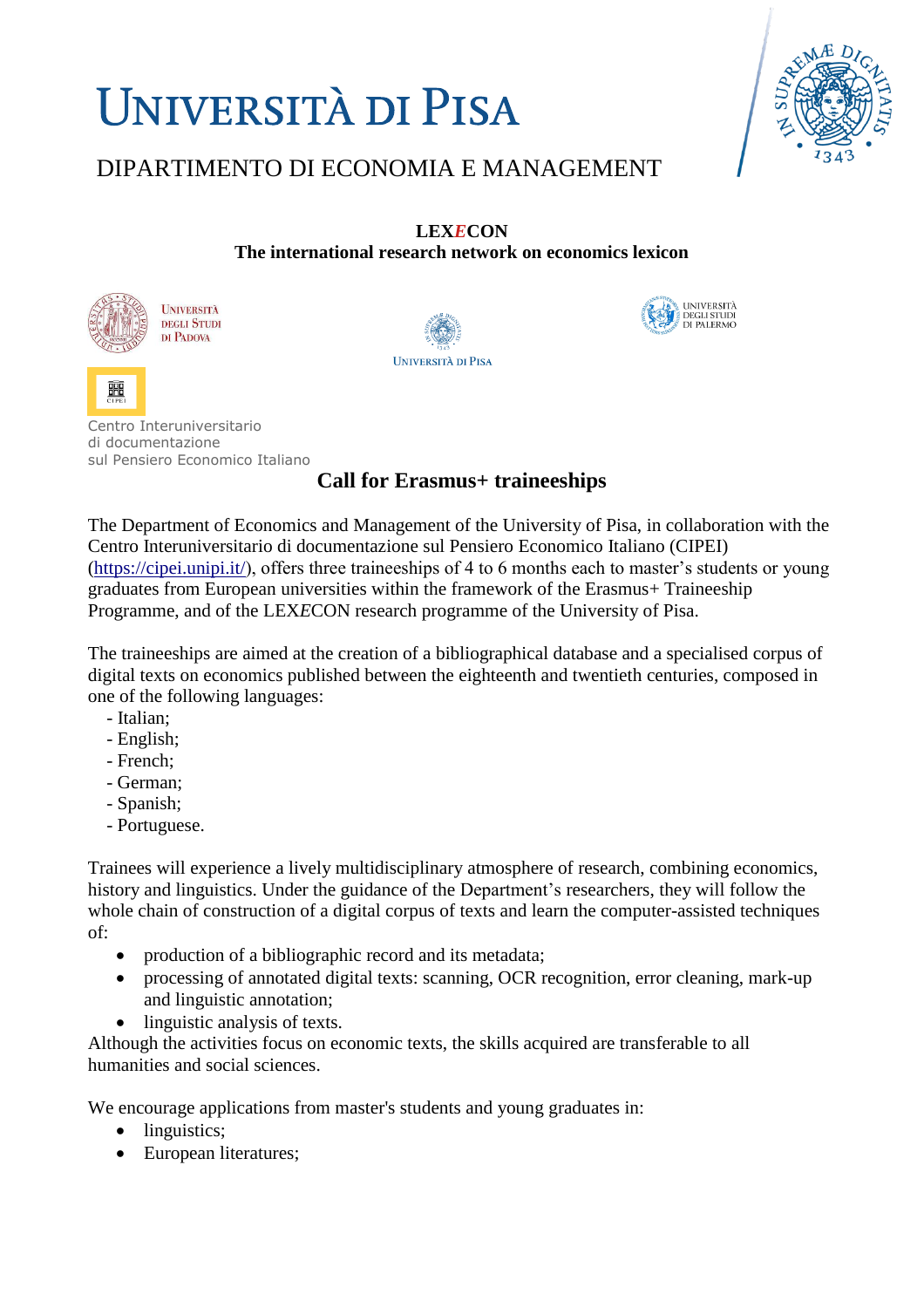# UNIVERSITÀ DI PISA

DIPARTIMENTO DI ECONOMIA E MANAGEMENT

**LEX*E*CON**
**The international research network on economics lexicon**

UNIVERSITÀ DEGLI STUDI DI PADOVA

UNIVERSITÀ DI PISA

UNIVERSITÀ DEGLI STUDI DI PALERMO

Centro Interuniversitario di documentazione sul Pensiero Economico Italiano

## Call for Erasmus+ traineeships

The Department of Economics and Management of the University of Pisa, in collaboration with the Centro Interuniversitario di documentazione sul Pensiero Economico Italiano (CIPEI) (https://cipei.unipi.it/), offers three traineeships of 4 to 6 months each to master's students or young graduates from European universities within the framework of the Erasmus+ Traineeship Programme, and of the LEX*E*CON research programme of the University of Pisa.

The traineeships are aimed at the creation of a bibliographical database and a specialised corpus of digital texts on economics published between the eighteenth and twentieth centuries, composed in one of the following languages:

- Italian;
- English;
- French;
- German;
- Spanish;
- Portuguese.

Trainees will experience a lively multidisciplinary atmosphere of research, combining economics, history and linguistics. Under the guidance of the Department's researchers, they will follow the whole chain of construction of a digital corpus of texts and learn the computer-assisted techniques of:

- production of a bibliographic record and its metadata;
- processing of annotated digital texts: scanning, OCR recognition, error cleaning, mark-up and linguistic annotation;
- linguistic analysis of texts.

Although the activities focus on economic texts, the skills acquired are transferable to all humanities and social sciences.

We encourage applications from master's students and young graduates in:

- linguistics;
- European literatures;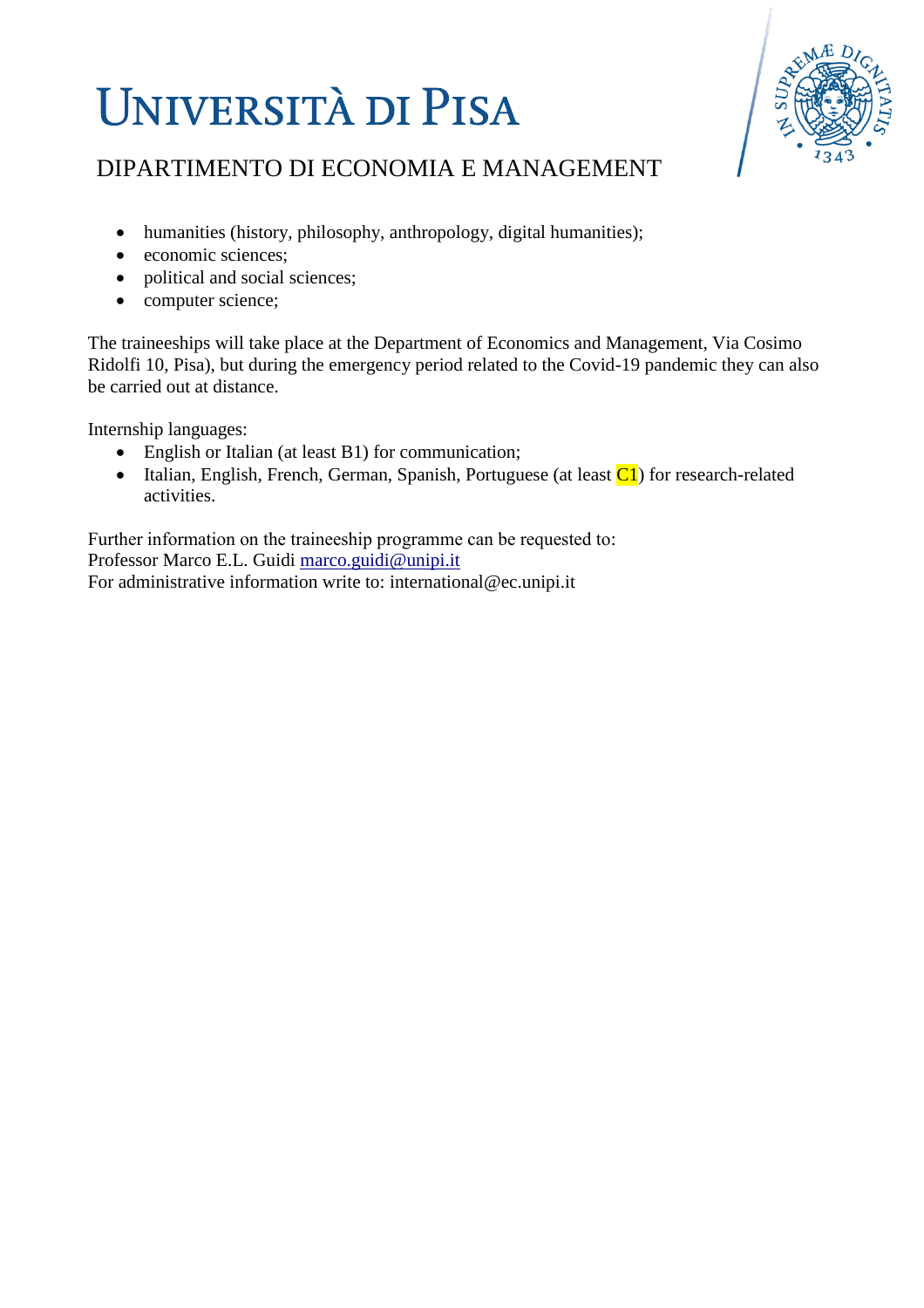- humanities (history, philosophy, anthropology, digital humanities);
- economic sciences;
- political and social sciences;
- computer science;

The traineeships will take place at the Department of Economics and Management, Via Cosimo Ridolfi 10, Pisa), but during the emergency period related to the Covid-19 pandemic they can also be carried out at distance.

Internship languages:

- English or Italian (at least B1) for communication;
- Italian, English, French, German, Spanish, Portuguese (at least C1) for research-related activities.

Further information on the traineeship programme can be requested to:
Professor Marco E.L. Guidi marco.guidi@unipi.it
For administrative information write to: international@ec.unipi.it